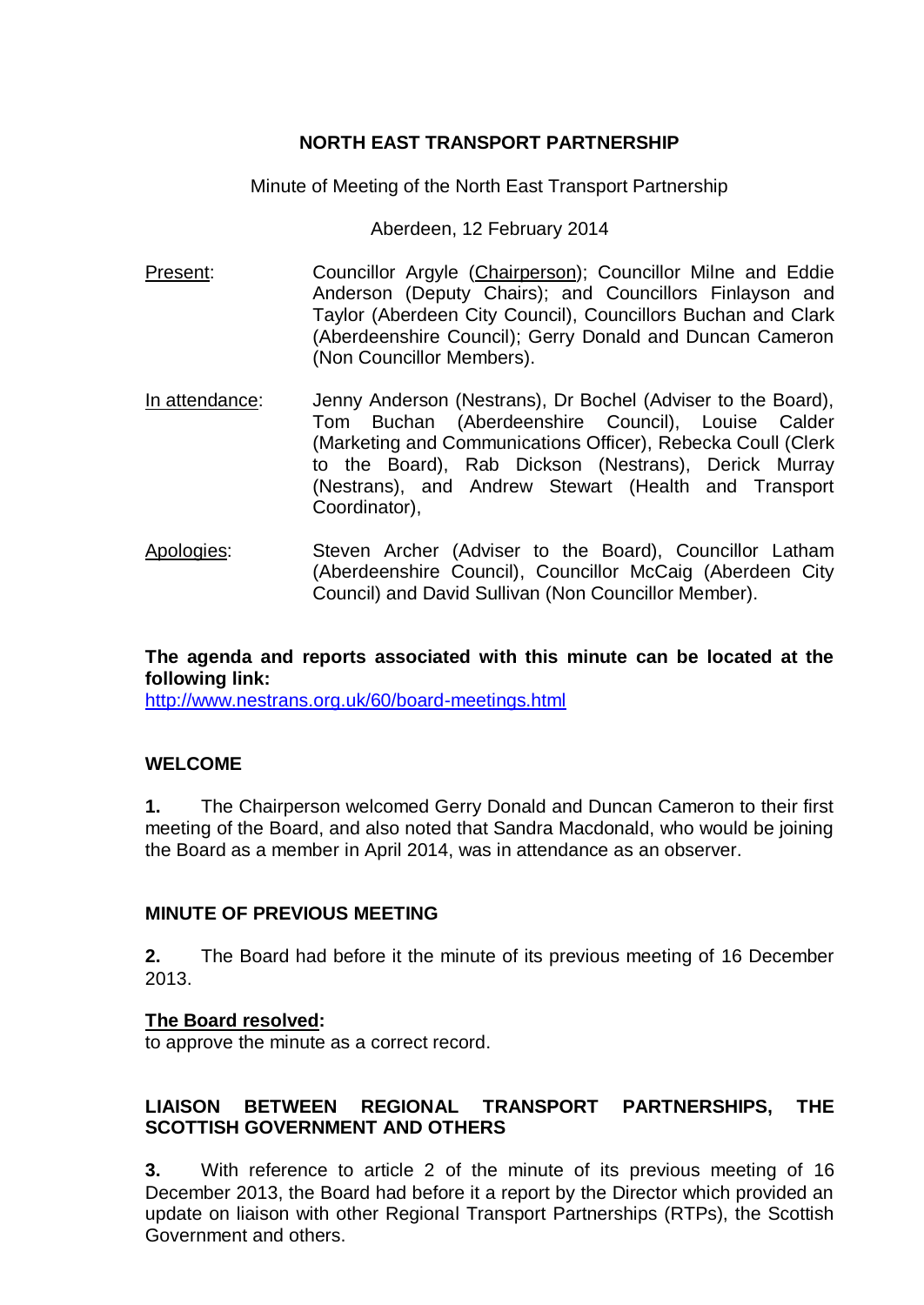# NORTH EAST TRANSPORT PARTNERSHIP

Minute of Meeting of the North East Transport Partnership

Aberdeen, 12 February 2014

Present: Councillor Argyle (Chairperson); Councillor Milne and Eddie Anderson (Deputy Chairs); and Councillors Finlayson and Taylor (Aberdeen City Council), Councillors Buchan and Clark (Aberdeenshire Council); Gerry Donald and Duncan Cameron (Non Councillor Members).

In attendance: Jenny Anderson (Nestrans), Dr Bochel (Adviser to the Board), Tom Buchan (Aberdeenshire Council), Louise Calder (Marketing and Communications Officer), Rebecka Coull (Clerk to the Board), Rab Dickson (Nestrans), Derick Murray (Nestrans), and Andrew Stewart (Health and Transport Coordinator),

Apologies: Steven Archer (Adviser to the Board), Councillor Latham (Aberdeenshire Council), Councillor McCaig (Aberdeen City Council) and David Sullivan (Non Councillor Member).

**The agenda and reports associated with this minute can be located at the following link:**
http://www.nestrans.org.uk/60/board-meetings.html

## WELCOME

**1.** The Chairperson welcomed Gerry Donald and Duncan Cameron to their first meeting of the Board, and also noted that Sandra Macdonald, who would be joining the Board as a member in April 2014, was in attendance as an observer.

## MINUTE OF PREVIOUS MEETING

**2.** The Board had before it the minute of its previous meeting of 16 December 2013.

**The Board resolved:**
to approve the minute as a correct record.

## LIAISON BETWEEN REGIONAL TRANSPORT PARTNERSHIPS, THE SCOTTISH GOVERNMENT AND OTHERS

**3.** With reference to article 2 of the minute of its previous meeting of 16 December 2013, the Board had before it a report by the Director which provided an update on liaison with other Regional Transport Partnerships (RTPs), the Scottish Government and others.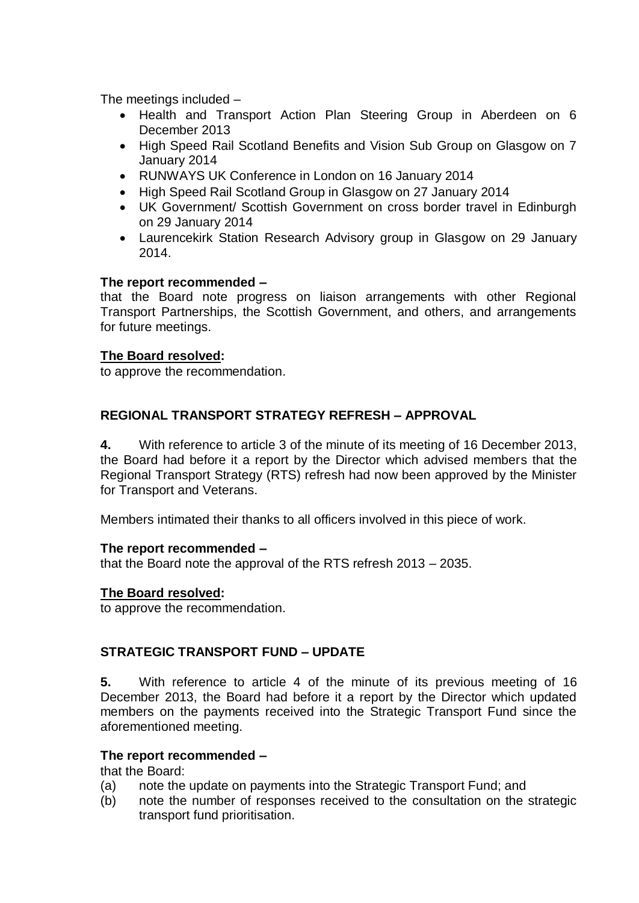The meetings included –

- Health and Transport Action Plan Steering Group in Aberdeen on 6 December 2013
- High Speed Rail Scotland Benefits and Vision Sub Group on Glasgow on 7 January 2014
- RUNWAYS UK Conference in London on 16 January 2014
- High Speed Rail Scotland Group in Glasgow on 27 January 2014
- UK Government/ Scottish Government on cross border travel in Edinburgh on 29 January 2014
- Laurencekirk Station Research Advisory group in Glasgow on 29 January 2014.

**The report recommended –**
that the Board note progress on liaison arrangements with other Regional Transport Partnerships, the Scottish Government, and others, and arrangements for future meetings.

**The Board resolved:**
to approve the recommendation.

## REGIONAL TRANSPORT STRATEGY REFRESH – APPROVAL

**4.** With reference to article 3 of the minute of its meeting of 16 December 2013, the Board had before it a report by the Director which advised members that the Regional Transport Strategy (RTS) refresh had now been approved by the Minister for Transport and Veterans.

Members intimated their thanks to all officers involved in this piece of work.

**The report recommended –**
that the Board note the approval of the RTS refresh 2013 – 2035.

**The Board resolved:**
to approve the recommendation.

## STRATEGIC TRANSPORT FUND – UPDATE

**5.** With reference to article 4 of the minute of its previous meeting of 16 December 2013, the Board had before it a report by the Director which updated members on the payments received into the Strategic Transport Fund since the aforementioned meeting.

**The report recommended –**
that the Board:

(a) note the update on payments into the Strategic Transport Fund; and
(b) note the number of responses received to the consultation on the strategic transport fund prioritisation.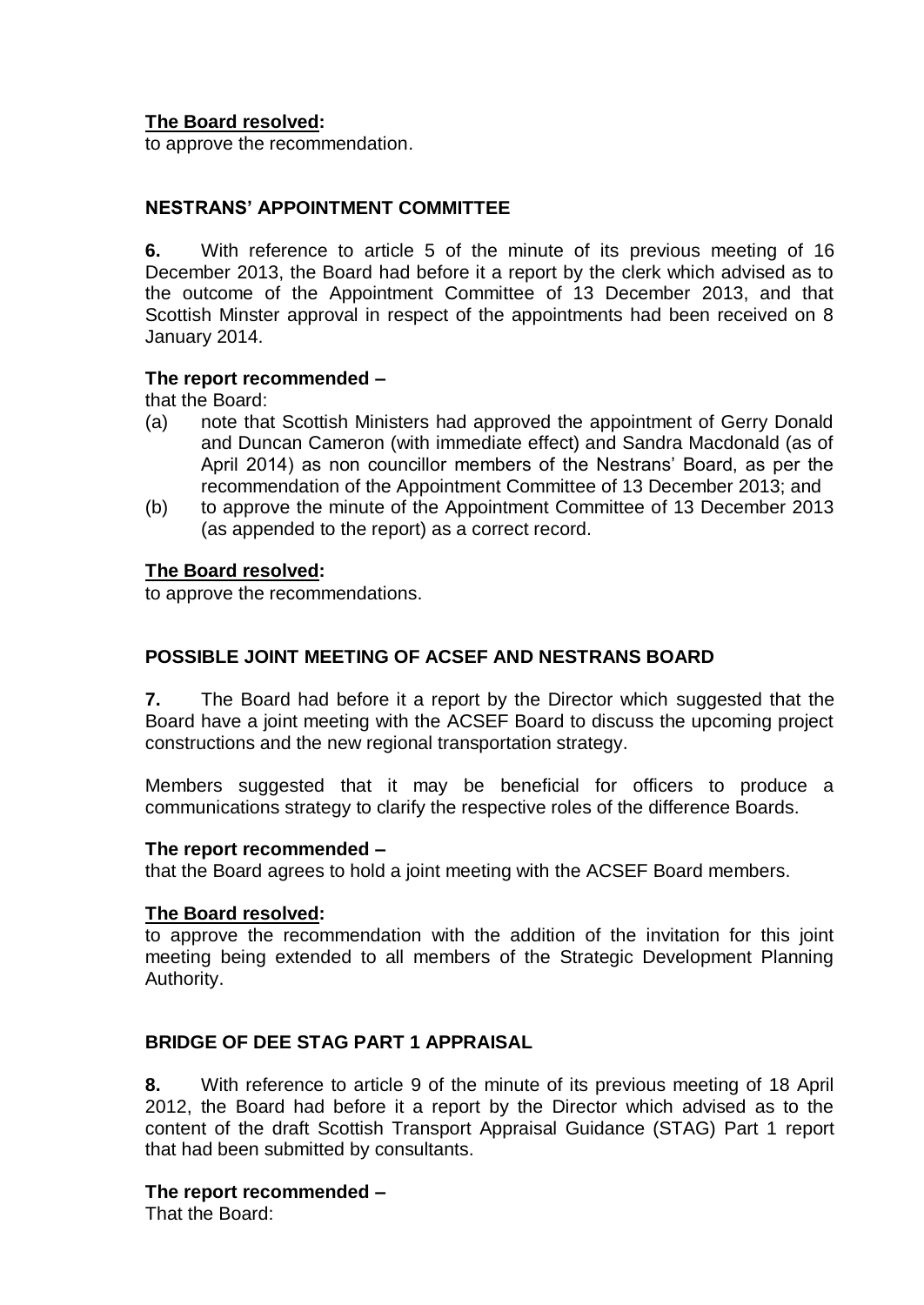**The Board resolved:**
to approve the recommendation.

## NESTRANS' APPOINTMENT COMMITTEE

**6.** With reference to article 5 of the minute of its previous meeting of 16 December 2013, the Board had before it a report by the clerk which advised as to the outcome of the Appointment Committee of 13 December 2013, and that Scottish Minster approval in respect of the appointments had been received on 8 January 2014.

**The report recommended –**
that the Board:

(a) note that Scottish Ministers had approved the appointment of Gerry Donald and Duncan Cameron (with immediate effect) and Sandra Macdonald (as of April 2014) as non councillor members of the Nestrans' Board, as per the recommendation of the Appointment Committee of 13 December 2013; and
(b) to approve the minute of the Appointment Committee of 13 December 2013 (as appended to the report) as a correct record.

**The Board resolved:**
to approve the recommendations.

## POSSIBLE JOINT MEETING OF ACSEF AND NESTRANS BOARD

**7.** The Board had before it a report by the Director which suggested that the Board have a joint meeting with the ACSEF Board to discuss the upcoming project constructions and the new regional transportation strategy.

Members suggested that it may be beneficial for officers to produce a communications strategy to clarify the respective roles of the difference Boards.

**The report recommended –**
that the Board agrees to hold a joint meeting with the ACSEF Board members.

**The Board resolved:**
to approve the recommendation with the addition of the invitation for this joint meeting being extended to all members of the Strategic Development Planning Authority.

## BRIDGE OF DEE STAG PART 1 APPRAISAL

**8.** With reference to article 9 of the minute of its previous meeting of 18 April 2012, the Board had before it a report by the Director which advised as to the content of the draft Scottish Transport Appraisal Guidance (STAG) Part 1 report that had been submitted by consultants.

**The report recommended –**
That the Board: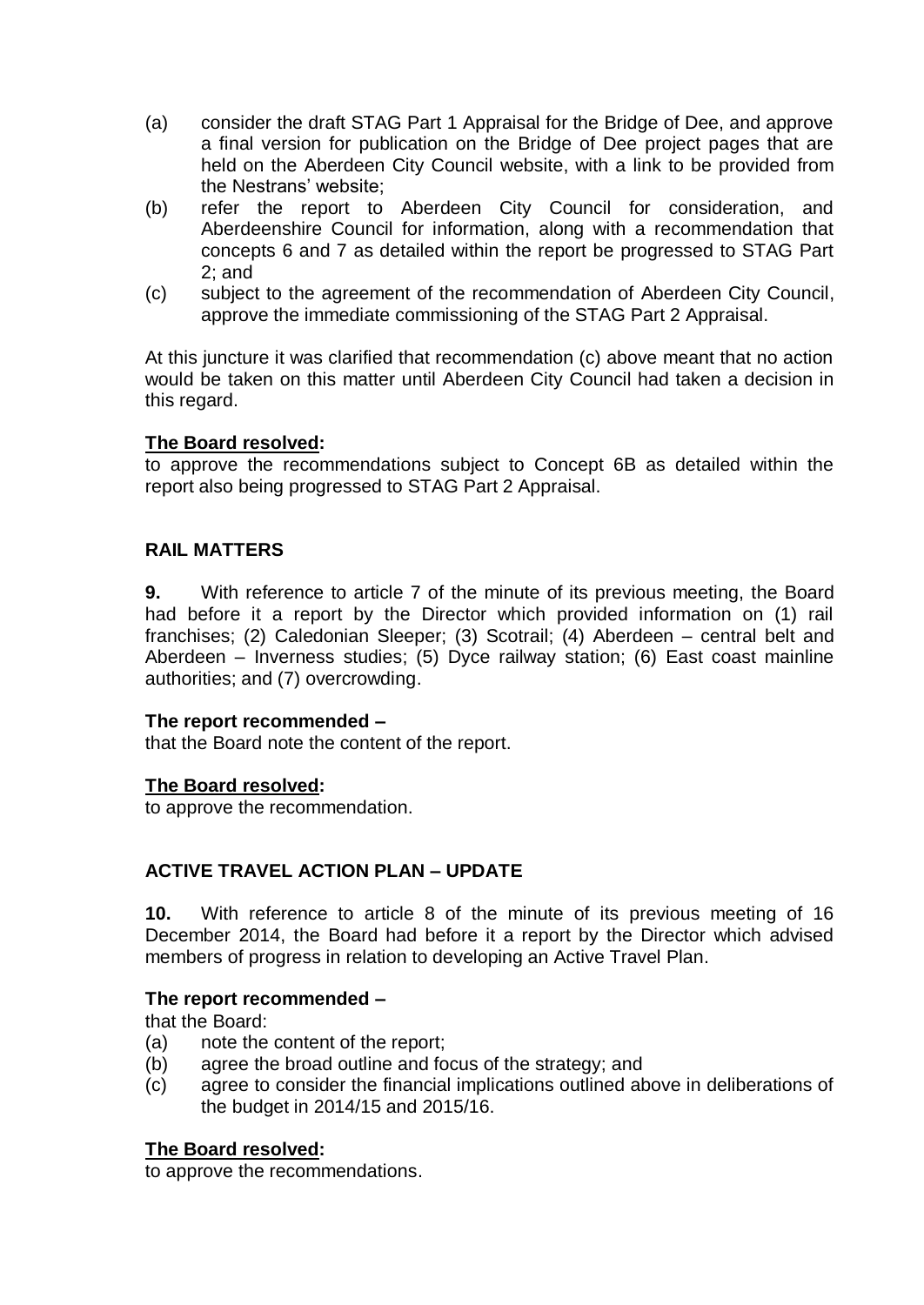(a) consider the draft STAG Part 1 Appraisal for the Bridge of Dee, and approve a final version for publication on the Bridge of Dee project pages that are held on the Aberdeen City Council website, with a link to be provided from the Nestrans' website;
(b) refer the report to Aberdeen City Council for consideration, and Aberdeenshire Council for information, along with a recommendation that concepts 6 and 7 as detailed within the report be progressed to STAG Part 2; and
(c) subject to the agreement of the recommendation of Aberdeen City Council, approve the immediate commissioning of the STAG Part 2 Appraisal.

At this juncture it was clarified that recommendation (c) above meant that no action would be taken on this matter until Aberdeen City Council had taken a decision in this regard.

**The Board resolved:**
to approve the recommendations subject to Concept 6B as detailed within the report also being progressed to STAG Part 2 Appraisal.

## RAIL MATTERS

**9.** With reference to article 7 of the minute of its previous meeting, the Board had before it a report by the Director which provided information on (1) rail franchises; (2) Caledonian Sleeper; (3) Scotrail; (4) Aberdeen – central belt and Aberdeen – Inverness studies; (5) Dyce railway station; (6) East coast mainline authorities; and (7) overcrowding.

**The report recommended –**
that the Board note the content of the report.

**The Board resolved:**
to approve the recommendation.

## ACTIVE TRAVEL ACTION PLAN – UPDATE

**10.** With reference to article 8 of the minute of its previous meeting of 16 December 2014, the Board had before it a report by the Director which advised members of progress in relation to developing an Active Travel Plan.

**The report recommended –**
that the Board:
(a) note the content of the report;
(b) agree the broad outline and focus of the strategy; and
(c) agree to consider the financial implications outlined above in deliberations of the budget in 2014/15 and 2015/16.

**The Board resolved:**
to approve the recommendations.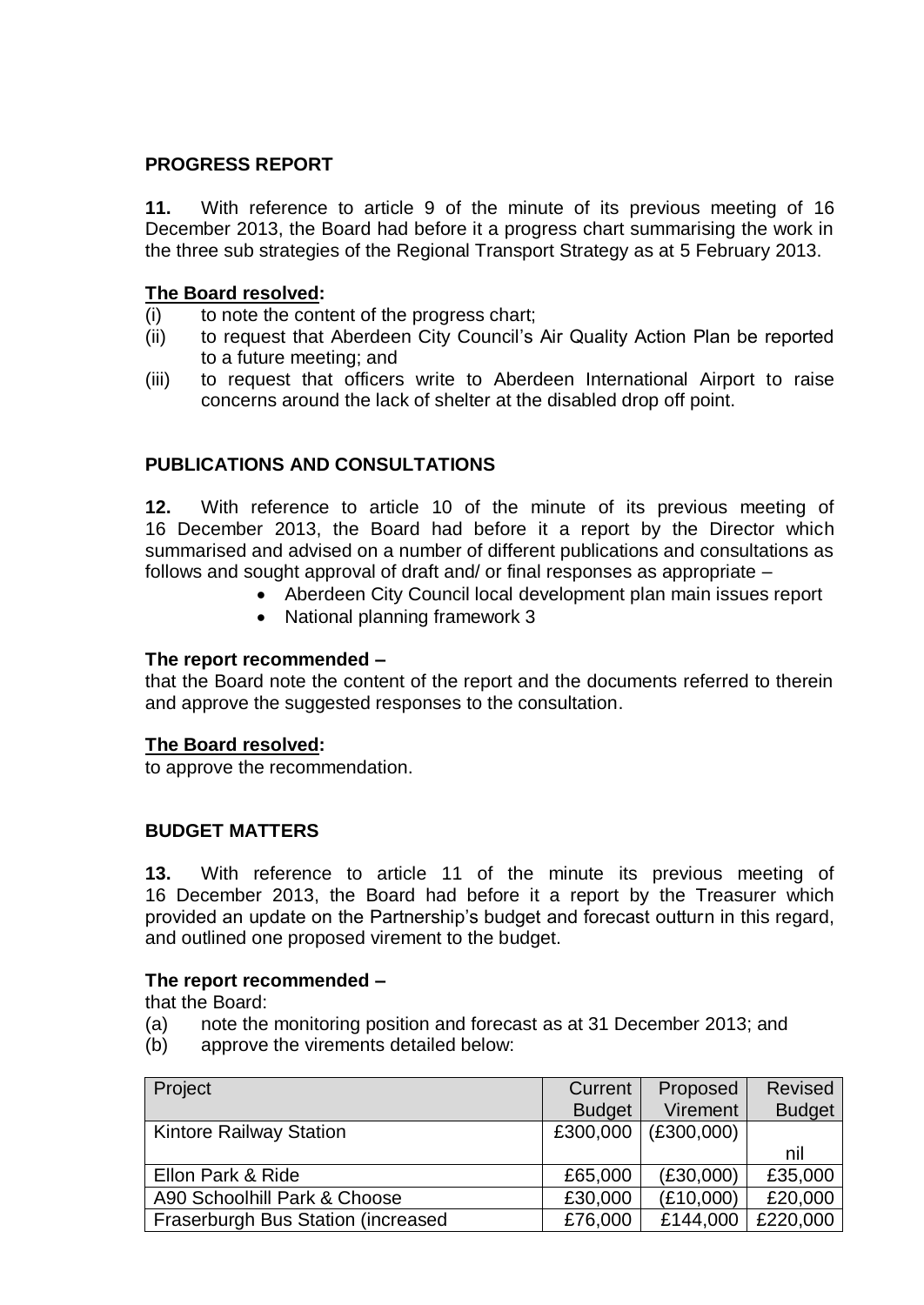## PROGRESS REPORT

**11.** With reference to article 9 of the minute of its previous meeting of 16 December 2013, the Board had before it a progress chart summarising the work in the three sub strategies of the Regional Transport Strategy as at 5 February 2013.

**The Board resolved:**

(i) to note the content of the progress chart;
(ii) to request that Aberdeen City Council's Air Quality Action Plan be reported to a future meeting; and
(iii) to request that officers write to Aberdeen International Airport to raise concerns around the lack of shelter at the disabled drop off point.

## PUBLICATIONS AND CONSULTATIONS

**12.** With reference to article 10 of the minute of its previous meeting of 16 December 2013, the Board had before it a report by the Director which summarised and advised on a number of different publications and consultations as follows and sought approval of draft and/ or final responses as appropriate –

- Aberdeen City Council local development plan main issues report
- National planning framework 3

**The report recommended –**
that the Board note the content of the report and the documents referred to therein and approve the suggested responses to the consultation.

**The Board resolved:**
to approve the recommendation.

## BUDGET MATTERS

**13.** With reference to article 11 of the minute its previous meeting of 16 December 2013, the Board had before it a report by the Treasurer which provided an update on the Partnership's budget and forecast outturn in this regard, and outlined one proposed virement to the budget.

**The report recommended –**
that the Board:

(a) note the monitoring position and forecast as at 31 December 2013; and
(b) approve the virements detailed below:

| Project | Current Budget | Proposed Virement | Revised Budget |
|---|---|---|---|
| Kintore Railway Station | £300,000 | (£300,000) | nil |
| Ellon Park & Ride | £65,000 | (£30,000) | £35,000 |
| A90 Schoolhill Park & Choose | £30,000 | (£10,000) | £20,000 |
| Fraserburgh Bus Station (increased | £76,000 | £144,000 | £220,000 |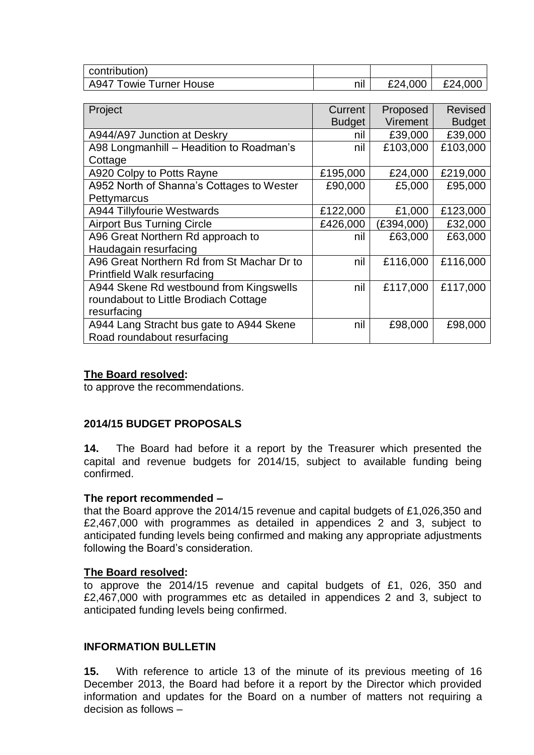| contribution) | | | |
| --- | --- | --- | --- |
| A947 Towie Turner House | nil | £24,000 | £24,000 |

| Project | Current Budget | Proposed Virement | Revised Budget |
| --- | --- | --- | --- |
| A944/A97 Junction at Deskry | nil | £39,000 | £39,000 |
| A98 Longmanhill – Headition to Roadman's Cottage | nil | £103,000 | £103,000 |
| A920 Colpy to Potts Rayne | £195,000 | £24,000 | £219,000 |
| A952 North of Shanna's Cottages to Wester Pettymarcus | £90,000 | £5,000 | £95,000 |
| A944 Tillyfourie Westwards | £122,000 | £1,000 | £123,000 |
| Airport Bus Turning Circle | £426,000 | (£394,000) | £32,000 |
| A96 Great Northern Rd approach to Haudagain resurfacing | nil | £63,000 | £63,000 |
| A96 Great Northern Rd from St Machar Dr to Printfield Walk resurfacing | nil | £116,000 | £116,000 |
| A944 Skene Rd westbound from Kingswells roundabout to Little Brodiach Cottage resurfacing | nil | £117,000 | £117,000 |
| A944 Lang Stracht bus gate to A944 Skene Road roundabout resurfacing | nil | £98,000 | £98,000 |

**The Board resolved:**
to approve the recommendations.

### 2014/15 BUDGET PROPOSALS

**14.** The Board had before it a report by the Treasurer which presented the capital and revenue budgets for 2014/15, subject to available funding being confirmed.

**The report recommended –**
that the Board approve the 2014/15 revenue and capital budgets of £1,026,350 and £2,467,000 with programmes as detailed in appendices 2 and 3, subject to anticipated funding levels being confirmed and making any appropriate adjustments following the Board's consideration.

**The Board resolved:**
to approve the 2014/15 revenue and capital budgets of £1, 026, 350 and £2,467,000 with programmes etc as detailed in appendices 2 and 3, subject to anticipated funding levels being confirmed.

### INFORMATION BULLETIN

**15.** With reference to article 13 of the minute of its previous meeting of 16 December 2013, the Board had before it a report by the Director which provided information and updates for the Board on a number of matters not requiring a decision as follows –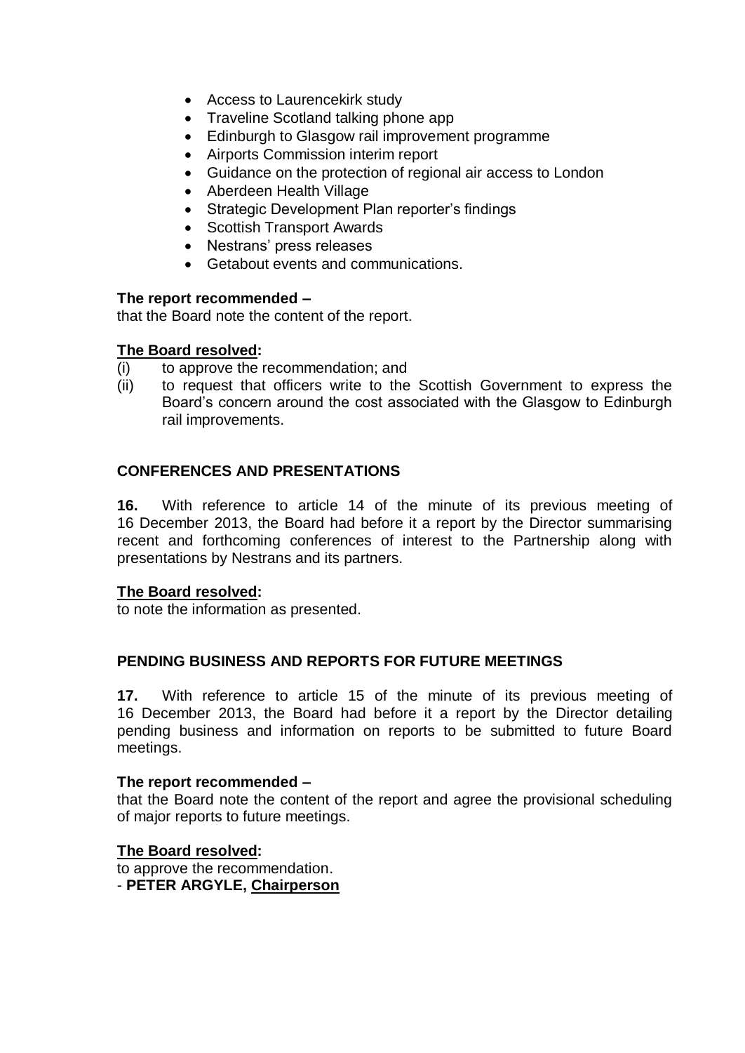- Access to Laurencekirk study
- Traveline Scotland talking phone app
- Edinburgh to Glasgow rail improvement programme
- Airports Commission interim report
- Guidance on the protection of regional air access to London
- Aberdeen Health Village
- Strategic Development Plan reporter's findings
- Scottish Transport Awards
- Nestrans' press releases
- Getabout events and communications.

**The report recommended –**
that the Board note the content of the report.

**The Board resolved:**
(i) to approve the recommendation; and
(ii) to request that officers write to the Scottish Government to express the Board's concern around the cost associated with the Glasgow to Edinburgh rail improvements.

**CONFERENCES AND PRESENTATIONS**

**16.** With reference to article 14 of the minute of its previous meeting of 16 December 2013, the Board had before it a report by the Director summarising recent and forthcoming conferences of interest to the Partnership along with presentations by Nestrans and its partners.

**The Board resolved:**
to note the information as presented.

**PENDING BUSINESS AND REPORTS FOR FUTURE MEETINGS**

**17.** With reference to article 15 of the minute of its previous meeting of 16 December 2013, the Board had before it a report by the Director detailing pending business and information on reports to be submitted to future Board meetings.

**The report recommended –**
that the Board note the content of the report and agree the provisional scheduling of major reports to future meetings.

**The Board resolved:**
to approve the recommendation.
- **PETER ARGYLE, Chairperson**